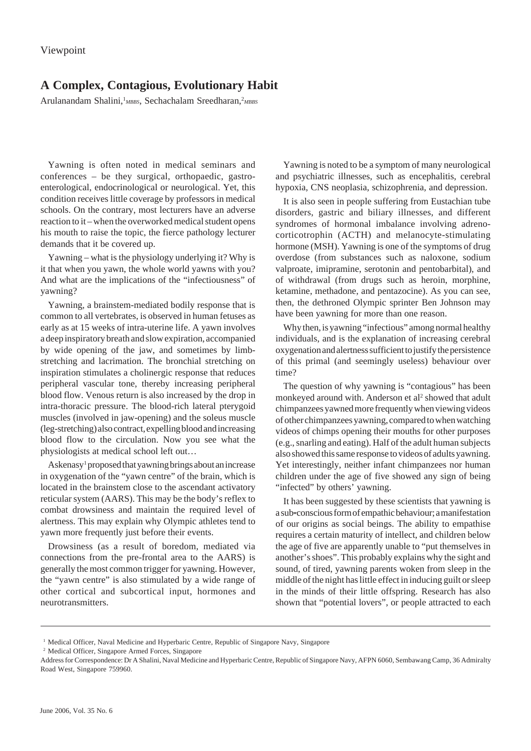Viewpoint

# A Complex, Contagious, Evolutionary Habit

Arulanandam Shalini,[1] *MBBS*, Sechachalam Sreedharan,[2] *MBBS*

Yawning is often noted in medical seminars and conferences – be they surgical, orthopaedic, gastroenterological, endocrinological or neurological. Yet, this condition receives little coverage by professors in medical schools. On the contrary, most lecturers have an adverse reaction to it – when the overworked medical student opens his mouth to raise the topic, the fierce pathology lecturer demands that it be covered up.

Yawning – what is the physiology underlying it? Why is it that when you yawn, the whole world yawns with you? And what are the implications of the "infectiousness" of yawning?

Yawning, a brainstem-mediated bodily response that is common to all vertebrates, is observed in human fetuses as early as at 15 weeks of intra-uterine life. A yawn involves a deep inspiratory breath and slow expiration, accompanied by wide opening of the jaw, and sometimes by limb-stretching and lacrimation. The bronchial stretching on inspiration stimulates a cholinergic response that reduces peripheral vascular tone, thereby increasing peripheral blood flow. Venous return is also increased by the drop in intra-thoracic pressure. The blood-rich lateral pterygoid muscles (involved in jaw-opening) and the soleus muscle (leg-stretching) also contract, expelling blood and increasing blood flow to the circulation. Now you see what the physiologists at medical school left out…

Askenasy[1] proposed that yawning brings about an increase in oxygenation of the "yawn centre" of the brain, which is located in the brainstem close to the ascendant activatory reticular system (AARS). This may be the body's reflex to combat drowsiness and maintain the required level of alertness. This may explain why Olympic athletes tend to yawn more frequently just before their events.

Drowsiness (as a result of boredom, mediated via connections from the pre-frontal area to the AARS) is generally the most common trigger for yawning. However, the "yawn centre" is also stimulated by a wide range of other cortical and subcortical input, hormones and neurotransmitters.

Yawning is noted to be a symptom of many neurological and psychiatric illnesses, such as encephalitis, cerebral hypoxia, CNS neoplasia, schizophrenia, and depression.

It is also seen in people suffering from Eustachian tube disorders, gastric and biliary illnesses, and different syndromes of hormonal imbalance involving adrenocorticotrophin (ACTH) and melanocyte-stimulating hormone (MSH). Yawning is one of the symptoms of drug overdose (from substances such as naloxone, sodium valproate, imipramine, serotonin and pentobarbital), and of withdrawal (from drugs such as heroin, morphine, ketamine, methadone, and pentazocine). As you can see, then, the dethroned Olympic sprinter Ben Johnson may have been yawning for more than one reason.

Why then, is yawning "infectious" among normal healthy individuals, and is the explanation of increasing cerebral oxygenation and alertness sufficient to justify the persistence of this primal (and seemingly useless) behaviour over time?

The question of why yawning is "contagious" has been monkeyed around with. Anderson et al[2] showed that adult chimpanzees yawned more frequently when viewing videos of other chimpanzees yawning, compared to when watching videos of chimps opening their mouths for other purposes (e.g., snarling and eating). Half of the adult human subjects also showed this same response to videos of adults yawning. Yet interestingly, neither infant chimpanzees nor human children under the age of five showed any sign of being "infected" by others' yawning.

It has been suggested by these scientists that yawning is a sub-conscious form of empathic behaviour; a manifestation of our origins as social beings. The ability to empathise requires a certain maturity of intellect, and children below the age of five are apparently unable to "put themselves in another's shoes". This probably explains why the sight and sound, of tired, yawning parents woken from sleep in the middle of the night has little effect in inducing guilt or sleep in the minds of their little offspring. Research has also shown that "potential lovers", or people attracted to each

---

[1] Medical Officer, Naval Medicine and Hyperbaric Centre, Republic of Singapore Navy, Singapore

[2] Medical Officer, Singapore Armed Forces, Singapore

Address for Correspondence: Dr A Shalini, Naval Medicine and Hyperbaric Centre, Republic of Singapore Navy, AFPN 6060, Sembawang Camp, 36 Admiralty Road West, Singapore 759960.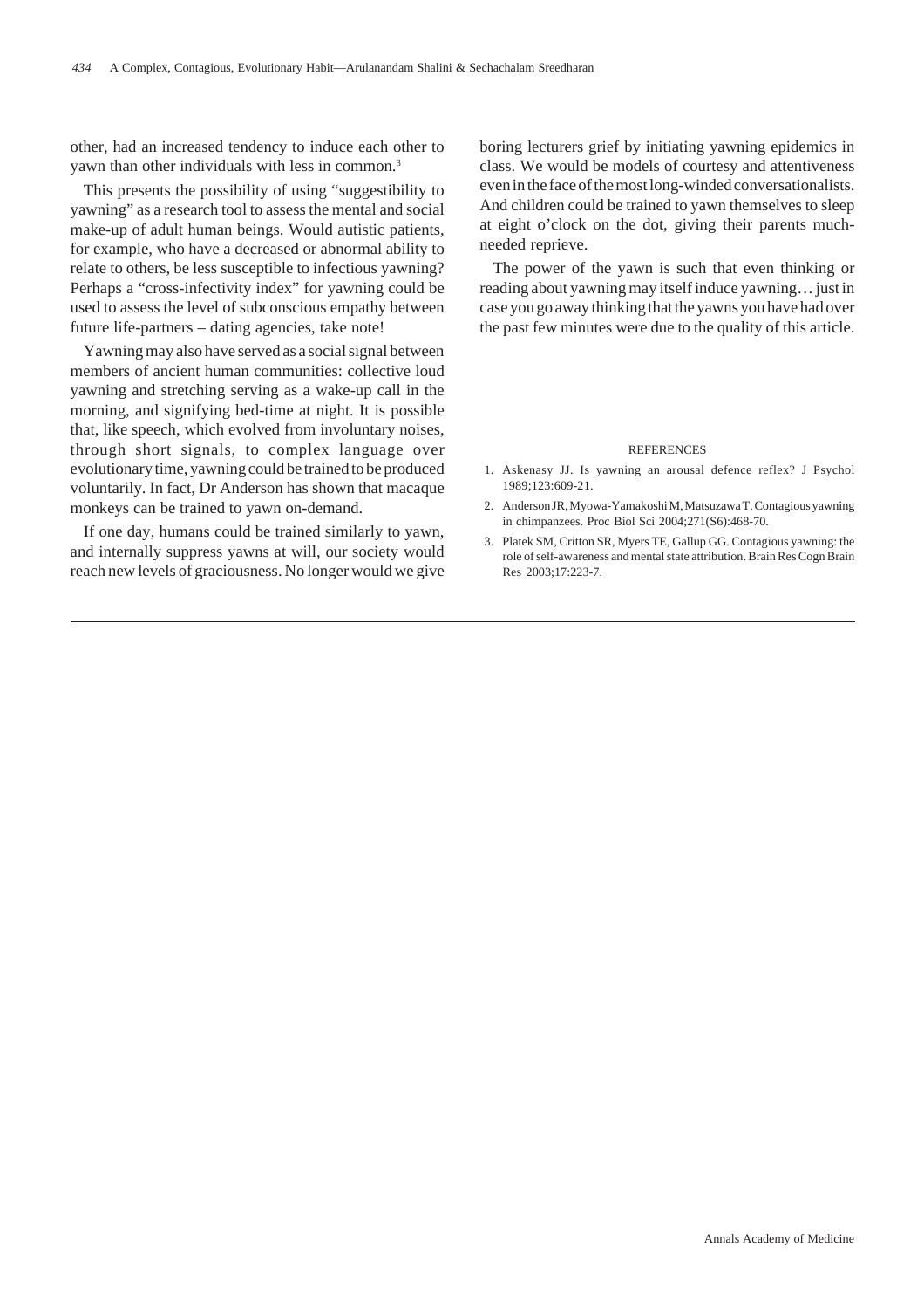other, had an increased tendency to induce each other to yawn than other individuals with less in common.[3]

This presents the possibility of using "suggestibility to yawning" as a research tool to assess the mental and social make-up of adult human beings. Would autistic patients, for example, who have a decreased or abnormal ability to relate to others, be less susceptible to infectious yawning? Perhaps a "cross-infectivity index" for yawning could be used to assess the level of subconscious empathy between future life-partners – dating agencies, take note!

Yawning may also have served as a social signal between members of ancient human communities: collective loud yawning and stretching serving as a wake-up call in the morning, and signifying bed-time at night. It is possible that, like speech, which evolved from involuntary noises, through short signals, to complex language over evolutionary time, yawning could be trained to be produced voluntarily. In fact, Dr Anderson has shown that macaque monkeys can be trained to yawn on-demand.

If one day, humans could be trained similarly to yawn, and internally suppress yawns at will, our society would reach new levels of graciousness. No longer would we give boring lecturers grief by initiating yawning epidemics in class. We would be models of courtesy and attentiveness even in the face of the most long-winded conversationalists. And children could be trained to yawn themselves to sleep at eight o'clock on the dot, giving their parents much-needed reprieve.

The power of the yawn is such that even thinking or reading about yawning may itself induce yawning… just in case you go away thinking that the yawns you have had over the past few minutes were due to the quality of this article.

## REFERENCES

1. Askenasy JJ. Is yawning an arousal defence reflex? J Psychol 1989;123:609-21.
2. Anderson JR, Myowa-Yamakoshi M, Matsuzawa T. Contagious yawning in chimpanzees. Proc Biol Sci 2004;271(S6):468-70.
3. Platek SM, Critton SR, Myers TE, Gallup GG. Contagious yawning: the role of self-awareness and mental state attribution. Brain Res Cogn Brain Res 2003;17:223-7.